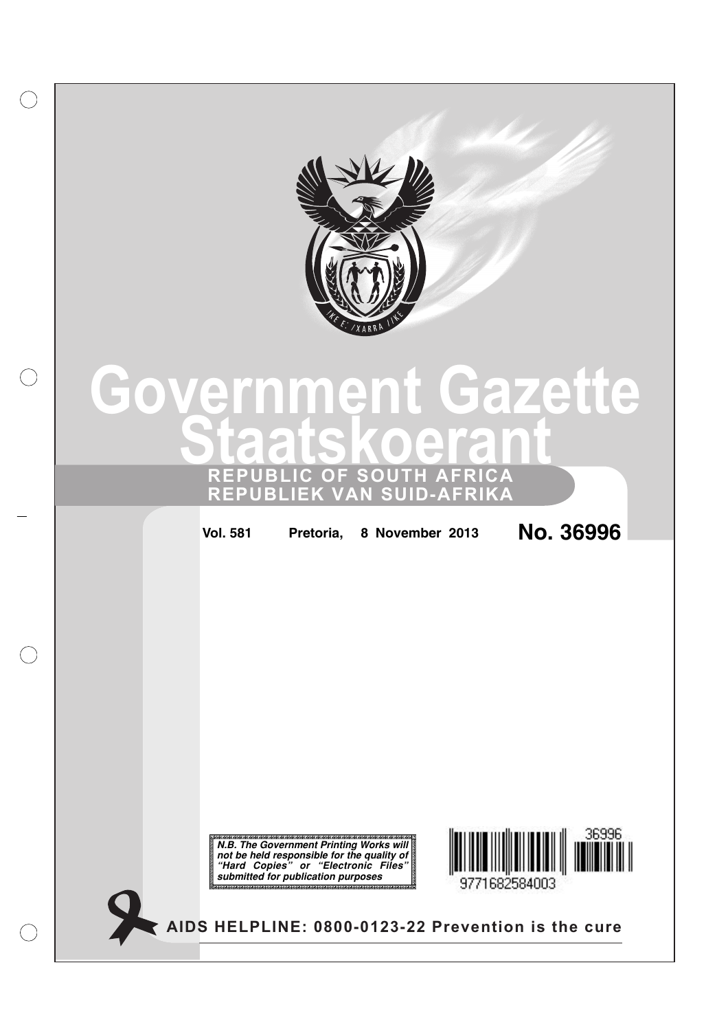# Government Gazette
# Staatskoerant

**REPUBLIC OF SOUTH AFRICA**
**REPUBLIEK VAN SUID-AFRIKA**

**Vol. 581** **Pretoria, 8 November 2013** **No. 36996**

***N.B. The Government Printing Works will not be held responsible for the quality of "Hard Copies" or "Electronic Files" submitted for publication purposes***

36996

9771682584003

**AIDS HELPLINE: 0800-0123-22 Prevention is the cure**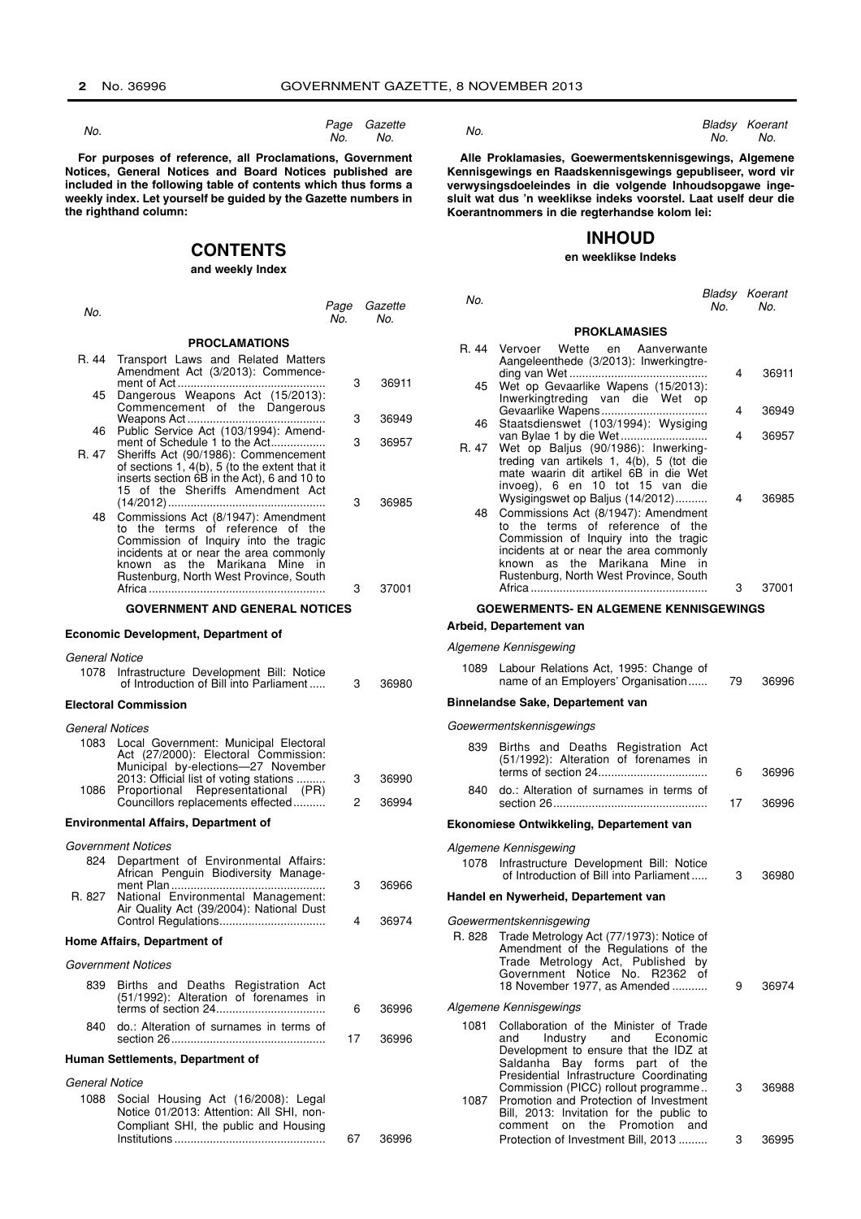| No. | | Page No. | Gazette No. |
|---|---|---|---|

**For purposes of reference, all Proclamations, Government Notices, General Notices and Board Notices published are included in the following table of contents which thus forms a weekly index. Let yourself be guided by the Gazette numbers in the righthand column:**

## CONTENTS

**and weekly Index**

| No. | | Page No. | Gazette No. |
|---|---|---|---|
| | **PROCLAMATIONS** | | |
| R. 44 | Transport Laws and Related Matters Amendment Act (3/2013): Commencement of Act | 3 | 36911 |
| 45 | Dangerous Weapons Act (15/2013): Commencement of the Dangerous Weapons Act | 3 | 36949 |
| 46 | Public Service Act (103/1994): Amendment of Schedule 1 to the Act | 3 | 36957 |
| R. 47 | Sheriffs Act (90/1986): Commencement of sections 1, 4(b), 5 (to the extent that it inserts section 6B in the Act), 6 and 10 to 15 of the Sheriffs Amendment Act (14/2012) | 3 | 36985 |
| 48 | Commissions Act (8/1947): Amendment to the terms of reference of the Commission of Inquiry into the tragic incidents at or near the area commonly known as the Marikana Mine in Rustenburg, North West Province, South Africa | 3 | 37001 |
| | **GOVERNMENT AND GENERAL NOTICES** | | |
| | **Economic Development, Department of** | | |
| | *General Notice* | | |
| 1078 | Infrastructure Development Bill: Notice of Introduction of Bill into Parliament | 3 | 36980 |
| | **Electoral Commission** | | |
| | *General Notices* | | |
| 1083 | Local Government: Municipal Electoral Act (27/2000): Electoral Commission: Municipal by-elections—27 November 2013: Official list of voting stations | 3 | 36990 |
| 1086 | Proportional Representational (PR) Councillors replacements effected | 2 | 36994 |
| | **Environmental Affairs, Department of** | | |
| | *Government Notices* | | |
| 824 | Department of Environmental Affairs: African Penguin Biodiversity Management Plan | 3 | 36966 |
| R. 827 | National Environmental Management: Air Quality Act (39/2004): National Dust Control Regulations | 4 | 36974 |
| | **Home Affairs, Department of** | | |
| | *Government Notices* | | |
| 839 | Births and Deaths Registration Act (51/1992): Alteration of forenames in terms of section 24 | 6 | 36996 |
| 840 | do.: Alteration of surnames in terms of section 26 | 17 | 36996 |
| | **Human Settlements, Department of** | | |
| | *General Notice* | | |
| 1088 | Social Housing Act (16/2008): Legal Notice 01/2013: Attention: All SHI, non-Compliant SHI, the public and Housing Institutions | 67 | 36996 |

**Alle Proklamasies, Goewermentskennisgewings, Algemene Kennisgewings en Raadskennisgewings gepubliseer, word vir verwysingsdoeleindes in die volgende Inhoudsopgawe ingesluit wat dus 'n weeklikse indeks voorstel. Laat uself deur die Koerantnommers in die regterhandse kolom lei:**

## INHOUD

**en weeklikse Indeks**

| No. | | Bladsy No. | Koerant No. |
|---|---|---|---|
| | **PROKLAMASIES** | | |
| R. 44 | Vervoer Wette en Aanverwante Aangeleenthede (3/2013): Inwerkingtreding van Wet | 4 | 36911 |
| 45 | Wet op Gevaarlike Wapens (15/2013): Inwerkingtreding van die Wet op Gevaarlike Wapens | 4 | 36949 |
| 46 | Staatsdienswet (103/1994): Wysiging van Bylae 1 by die Wet | 4 | 36957 |
| R. 47 | Wet op Baljus (90/1986): Inwerkingtreding van artikels 1, 4(b), 5 (tot die mate waarin dit artikel 6B in die Wet invoeg), 6 en 10 tot 15 van die Wysigingswet op Baljus (14/2012) | 4 | 36985 |
| 48 | Commissions Act (8/1947): Amendment to the terms of reference of the Commission of Inquiry into the tragic incidents at or near the area commonly known as the Marikana Mine in Rustenburg, North West Province, South Africa | 3 | 37001 |
| | **GOEWERMENTS- EN ALGEMENE KENNISGEWINGS** | | |
| | **Arbeid, Departement van** | | |
| | *Algemene Kennisgewing* | | |
| 1089 | Labour Relations Act, 1995: Change of name of an Employers' Organisation | 79 | 36996 |
| | **Binnelandse Sake, Departement van** | | |
| | *Goewermentskennisgewings* | | |
| 839 | Births and Deaths Registration Act (51/1992): Alteration of forenames in terms of section 24 | 6 | 36996 |
| 840 | do.: Alteration of surnames in terms of section 26 | 17 | 36996 |
| | **Ekonomiese Ontwikkeling, Departement van** | | |
| | *Algemene Kennisgewing* | | |
| 1078 | Infrastructure Development Bill: Notice of Introduction of Bill into Parliament | 3 | 36980 |
| | **Handel en Nywerheid, Departement van** | | |
| | *Goewermentskennisgewing* | | |
| R. 828 | Trade Metrology Act (77/1973): Notice of Amendment of the Regulations of the Trade Metrology Act, Published by Government Notice No. R2362 of 18 November 1977, as Amended | 9 | 36974 |
| | *Algemene Kennisgewings* | | |
| 1081 | Collaboration of the Minister of Trade and Industry and Economic Development to ensure that the IDZ at Saldanha Bay forms part of the Presidential Infrastructure Coordinating Commission (PICC) rollout programme | 3 | 36988 |
| 1087 | Promotion and Protection of Investment Bill, 2013: Invitation for the public to comment on the Promotion and Protection of Investment Bill, 2013 | 3 | 36995 |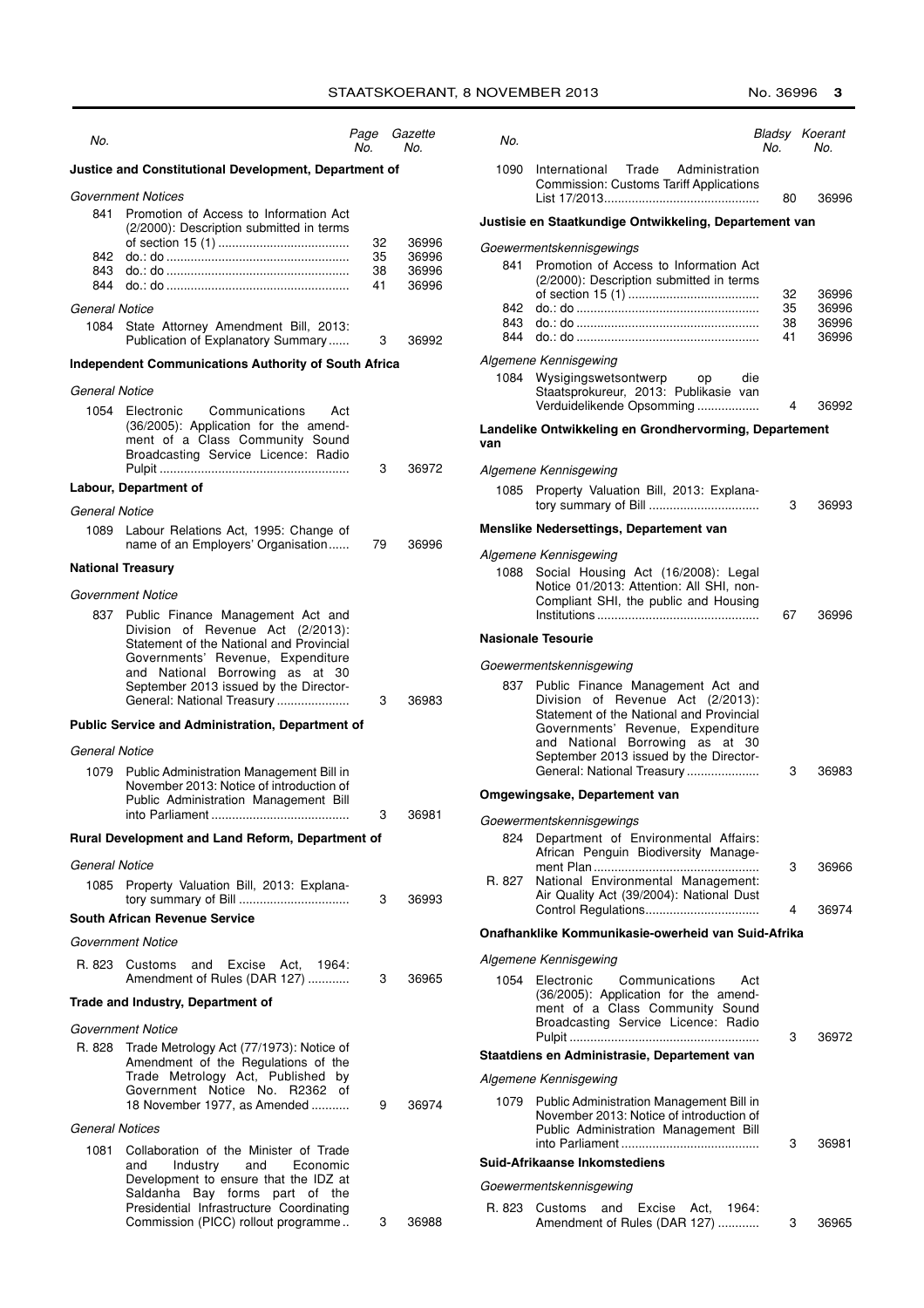| No. | | Page No. | Gazette No. |
|---|---|---|---|
| **Justice and Constitutional Development, Department of** | | | |
| *Government Notices* | | | |
| 841 | Promotion of Access to Information Act (2/2000): Description submitted in terms of section 15 (1) | 32 | 36996 |
| 842 | do.: do | 35 | 36996 |
| 843 | do.: do | 38 | 36996 |
| 844 | do.: do | 41 | 36996 |
| *General Notice* | | | |
| 1084 | State Attorney Amendment Bill, 2013: Publication of Explanatory Summary | 3 | 36992 |
| **Independent Communications Authority of South Africa** | | | |
| *General Notice* | | | |
| 1054 | Electronic Communications Act (36/2005): Application for the amendment of a Class Community Sound Broadcasting Service Licence: Radio Pulpit | 3 | 36972 |
| **Labour, Department of** | | | |
| *General Notice* | | | |
| 1089 | Labour Relations Act, 1995: Change of name of an Employers' Organisation | 79 | 36996 |
| **National Treasury** | | | |
| *Government Notice* | | | |
| 837 | Public Finance Management Act and Division of Revenue Act (2/2013): Statement of the National and Provincial Governments' Revenue, Expenditure and National Borrowing as at 30 September 2013 issued by the Director-General: National Treasury | 3 | 36983 |
| **Public Service and Administration, Department of** | | | |
| *General Notice* | | | |
| 1079 | Public Administration Management Bill in November 2013: Notice of introduction of Public Administration Management Bill into Parliament | 3 | 36981 |
| **Rural Development and Land Reform, Department of** | | | |
| *General Notice* | | | |
| 1085 | Property Valuation Bill, 2013: Explanatory summary of Bill | 3 | 36993 |
| **South African Revenue Service** | | | |
| *Government Notice* | | | |
| R. 823 | Customs and Excise Act, 1964: Amendment of Rules (DAR 127) | 3 | 36965 |
| **Trade and Industry, Department of** | | | |
| *Government Notice* | | | |
| R. 828 | Trade Metrology Act (77/1973): Notice of Amendment of the Regulations of the Trade Metrology Act, Published by Government Notice No. R2362 of 18 November 1977, as Amended | 9 | 36974 |
| *General Notices* | | | |
| 1081 | Collaboration of the Minister of Trade and Industry and Economic Development to ensure that the IDZ at Saldanha Bay forms part of the Presidential Infrastructure Coordinating Commission (PICC) rollout programme | 3 | 36988 |
| 1090 | International Trade Administration Commission: Customs Tariff Applications List 17/2013 | 80 | 36996 |

| No. | | Bladsy No. | Koerant No. |
|---|---|---|---|
| **Justisie en Staatkundige Ontwikkeling, Departement van** | | | |
| *Goewermentskennisgewings* | | | |
| 841 | Promotion of Access to Information Act (2/2000): Description submitted in terms of section 15 (1) | 32 | 36996 |
| 842 | do.: do | 35 | 36996 |
| 843 | do.: do | 38 | 36996 |
| 844 | do.: do | 41 | 36996 |
| *Algemene Kennisgewing* | | | |
| 1084 | Wysigingswetsontwerp op die Staatsprokureur, 2013: Publikasie van Verduidelikende Opsomming | 4 | 36992 |
| **Landelike Ontwikkeling en Grondhervorming, Departement van** | | | |
| *Algemene Kennisgewing* | | | |
| 1085 | Property Valuation Bill, 2013: Explanatory summary of Bill | 3 | 36993 |
| **Menslike Nedersettings, Departement van** | | | |
| *Algemene Kennisgewing* | | | |
| 1088 | Social Housing Act (16/2008): Legal Notice 01/2013: Attention: All SHI, non-Compliant SHI, the public and Housing Institutions | 67 | 36996 |
| **Nasionale Tesourie** | | | |
| *Goewermentskennisgewing* | | | |
| 837 | Public Finance Management Act and Division of Revenue Act (2/2013): Statement of the National and Provincial Governments' Revenue, Expenditure and National Borrowing as at 30 September 2013 issued by the Director-General: National Treasury | 3 | 36983 |
| **Omgewingsake, Departement van** | | | |
| *Goewermentskennisgewings* | | | |
| 824 | Department of Environmental Affairs: African Penguin Biodiversity Management Plan | 3 | 36966 |
| R. 827 | National Environmental Management: Air Quality Act (39/2004): National Dust Control Regulations | 4 | 36974 |
| **Onafhanklike Kommunikasie-owerheid van Suid-Afrika** | | | |
| *Algemene Kennisgewing* | | | |
| 1054 | Electronic Communications Act (36/2005): Application for the amendment of a Class Community Sound Broadcasting Service Licence: Radio Pulpit | 3 | 36972 |
| **Staatdiens en Administrasie, Departement van** | | | |
| *Algemene Kennisgewing* | | | |
| 1079 | Public Administration Management Bill in November 2013: Notice of introduction of Public Administration Management Bill into Parliament | 3 | 36981 |
| **Suid-Afrikaanse Inkomstediens** | | | |
| *Goewermentskennisgewing* | | | |
| R. 823 | Customs and Excise Act, 1964: Amendment of Rules (DAR 127) | 3 | 36965 |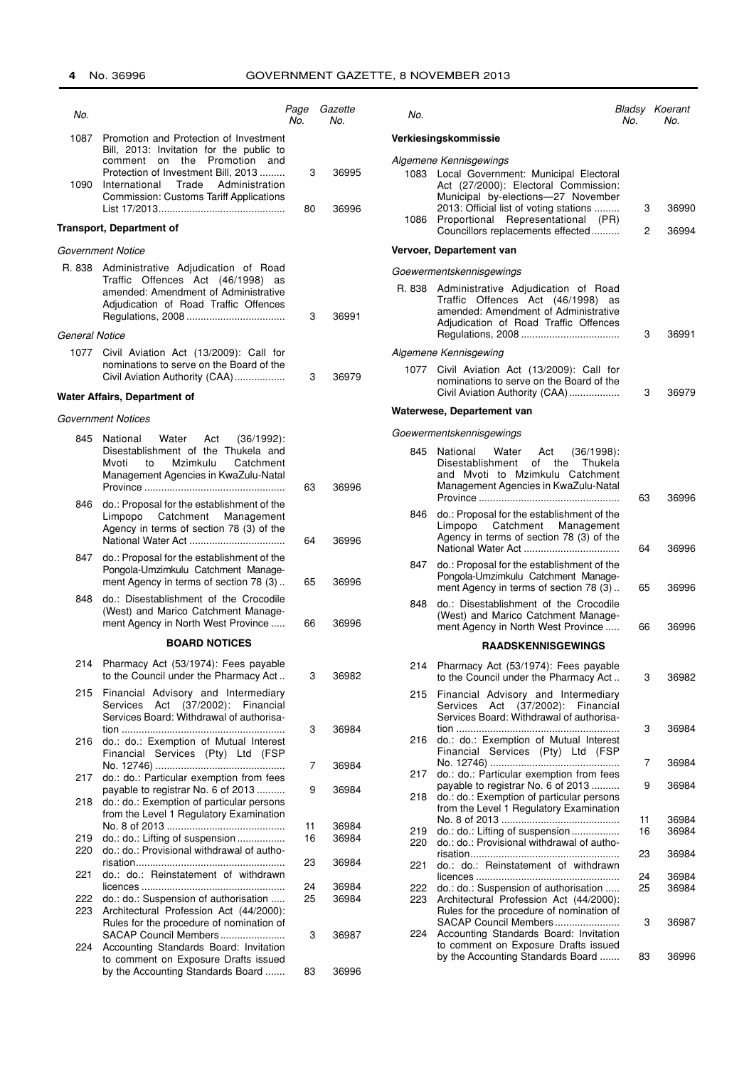| No. | | Page No. | Gazette No. |
|---|---|---|---|
| 1087 | Promotion and Protection of Investment Bill, 2013: Invitation for the public to comment on the Promotion and Protection of Investment Bill, 2013 | 3 | 36995 |
| 1090 | International Trade Administration Commission: Customs Tariff Applications List 17/2013 | 80 | 36996 |

**Transport, Department of**

*Government Notice*

| | | | |
|---|---|---|---|
| R. 838 | Administrative Adjudication of Road Traffic Offences Act (46/1998) as amended: Amendment of Administrative Adjudication of Road Traffic Offences Regulations, 2008 | 3 | 36991 |

*General Notice*

| | | | |
|---|---|---|---|
| 1077 | Civil Aviation Act (13/2009): Call for nominations to serve on the Board of the Civil Aviation Authority (CAA) | 3 | 36979 |

**Water Affairs, Department of**

*Government Notices*

| | | | |
|---|---|---|---|
| 845 | National Water Act (36/1992): Disestablishment of the Thukela and Mvoti to Mzimkulu Catchment Management Agencies in KwaZulu-Natal Province | 63 | 36996 |
| 846 | do.: Proposal for the establishment of the Limpopo Catchment Management Agency in terms of section 78 (3) of the National Water Act | 64 | 36996 |
| 847 | do.: Proposal for the establishment of the Pongola-Umzimkulu Catchment Management Agency in terms of section 78 (3) | 65 | 36996 |
| 848 | do.: Disestablishment of the Crocodile (West) and Marico Catchment Management Agency in North West Province | 66 | 36996 |

**BOARD NOTICES**

| | | | |
|---|---|---|---|
| 214 | Pharmacy Act (53/1974): Fees payable to the Council under the Pharmacy Act | 3 | 36982 |
| 215 | Financial Advisory and Intermediary Services Act (37/2002): Financial Services Board: Withdrawal of authorisation | 3 | 36984 |
| 216 | do.: do.: Exemption of Mutual Interest Financial Services (Pty) Ltd (FSP No. 12746) | 7 | 36984 |
| 217 | do.: do.: Particular exemption from fees payable to registrar No. 6 of 2013 | 9 | 36984 |
| 218 | do.: do.: Exemption of particular persons from the Level 1 Regulatory Examination No. 8 of 2013 | 11 | 36984 |
| 219 | do.: do.: Lifting of suspension | 16 | 36984 |
| 220 | do.: do.: Provisional withdrawal of authorisation | 23 | 36984 |
| 221 | do.: do.: Reinstatement of withdrawn licences | 24 | 36984 |
| 222 | do.: do.: Suspension of authorisation | 25 | 36984 |
| 223 | Architectural Profession Act (44/2000): Rules for the procedure of nomination of SACAP Council Members | 3 | 36987 |
| 224 | Accounting Standards Board: Invitation to comment on Exposure Drafts issued by the Accounting Standards Board | 83 | 36996 |

| No. | | Bladsy No. | Koerant No. |
|---|---|---|---|

**Verkiesingskommissie**

*Algemene Kennisgewings*

| | | | |
|---|---|---|---|
| 1083 | Local Government: Municipal Electoral Act (27/2000): Electoral Commission: Municipal by-elections—27 November 2013: Official list of voting stations | 3 | 36990 |
| 1086 | Proportional Representational (PR) Councillors replacements effected | 2 | 36994 |

**Vervoer, Departement van**

*Goewermentskennisgewings*

| | | | |
|---|---|---|---|
| R. 838 | Administrative Adjudication of Road Traffic Offences Act (46/1998) as amended: Amendment of Administrative Adjudication of Road Traffic Offences Regulations, 2008 | 3 | 36991 |

*Algemene Kennisgewing*

| | | | |
|---|---|---|---|
| 1077 | Civil Aviation Act (13/2009): Call for nominations to serve on the Board of the Civil Aviation Authority (CAA) | 3 | 36979 |

**Waterwese, Departement van**

*Goewermentskennisgewings*

| | | | |
|---|---|---|---|
| 845 | National Water Act (36/1998): Disestablishment of the Thukela and Mvoti to Mzimkulu Catchment Management Agencies in KwaZulu-Natal Province | 63 | 36996 |
| 846 | do.: Proposal for the establishment of the Limpopo Catchment Management Agency in terms of section 78 (3) of the National Water Act | 64 | 36996 |
| 847 | do.: Proposal for the establishment of the Pongola-Umzimkulu Catchment Management Agency in terms of section 78 (3) | 65 | 36996 |
| 848 | do.: Disestablishment of the Crocodile (West) and Marico Catchment Management Agency in North West Province | 66 | 36996 |

**RAADSKENNISGEWINGS**

| | | | |
|---|---|---|---|
| 214 | Pharmacy Act (53/1974): Fees payable to the Council under the Pharmacy Act | 3 | 36982 |
| 215 | Financial Advisory and Intermediary Services Act (37/2002): Financial Services Board: Withdrawal of authorisation | 3 | 36984 |
| 216 | do.: do.: Exemption of Mutual Interest Financial Services (Pty) Ltd (FSP No. 12746) | 7 | 36984 |
| 217 | do.: do.: Particular exemption from fees payable to registrar No. 6 of 2013 | 9 | 36984 |
| 218 | do.: do.: Exemption of particular persons from the Level 1 Regulatory Examination No. 8 of 2013 | 11 | 36984 |
| 219 | do.: do.: Lifting of suspension | 16 | 36984 |
| 220 | do.: do.: Provisional withdrawal of authorisation | 23 | 36984 |
| 221 | do.: do.: Reinstatement of withdrawn licences | 24 | 36984 |
| 222 | do.: do.: Suspension of authorisation | 25 | 36984 |
| 223 | Architectural Profession Act (44/2000): Rules for the procedure of nomination of SACAP Council Members | 3 | 36987 |
| 224 | Accounting Standards Board: Invitation to comment on Exposure Drafts issued by the Accounting Standards Board | 83 | 36996 |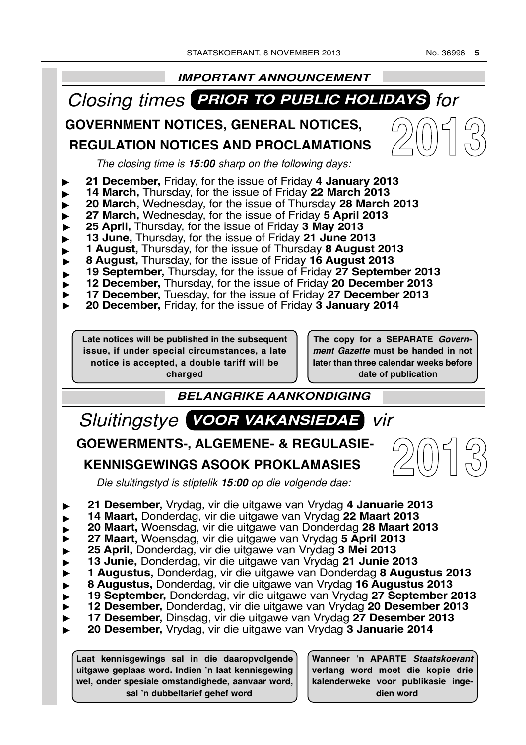**IMPORTANT ANNOUNCEMENT**

# *Closing times* **PRIOR TO PUBLIC HOLIDAYS** *for*

## GOVERNMENT NOTICES, GENERAL NOTICES, REGULATION NOTICES AND PROCLAMATIONS

2013

*The closing time is* ***15:00*** *sharp on the following days:*

- **21 December,** Friday, for the issue of Friday **4 January 2013**
- **14 March,** Thursday, for the issue of Friday **22 March 2013**
- **20 March,** Wednesday, for the issue of Thursday **28 March 2013**
- **27 March,** Wednesday, for the issue of Friday **5 April 2013**
- **25 April,** Thursday, for the issue of Friday **3 May 2013**
- **13 June,** Thursday, for the issue of Friday **21 June 2013**
- **1 August,** Thursday, for the issue of Thursday **8 August 2013**
- **8 August,** Thursday, for the issue of Friday **16 August 2013**
- **19 September,** Thursday, for the issue of Friday **27 September 2013**
- **12 December,** Thursday, for the issue of Friday **20 December 2013**
- **17 December,** Tuesday, for the issue of Friday **27 December 2013**
- **20 December,** Friday, for the issue of Friday **3 January 2014**

**Late notices will be published in the subsequent issue, if under special circumstances, a late notice is accepted, a double tariff will be charged**

**The copy for a SEPARATE *Government Gazette* must be handed in not later than three calendar weeks before date of publication**

**BELANGRIKE AANKONDIGING**

# *Sluitingstye* **VOOR VAKANSIEDAE** *vir*

## GOEWERMENTS-, ALGEMENE- & REGULASIE-KENNISGEWINGS ASOOK PROKLAMASIES

2013

*Die sluitingstyd is stiptelik* ***15:00*** *op die volgende dae:*

- **21 Desember,** Vrydag, vir die uitgawe van Vrydag **4 Januarie 2013**
- **14 Maart,** Donderdag, vir die uitgawe van Vrydag **22 Maart 2013**
- **20 Maart,** Woensdag, vir die uitgawe van Donderdag **28 Maart 2013**
- **27 Maart,** Woensdag, vir die uitgawe van Vrydag **5 April 2013**
- **25 April,** Donderdag, vir die uitgawe van Vrydag **3 Mei 2013**
- **13 Junie,** Donderdag, vir die uitgawe van Vrydag **21 Junie 2013**
- **1 Augustus,** Donderdag, vir die uitgawe van Donderdag **8 Augustus 2013**
- **8 Augustus,** Donderdag, vir die uitgawe van Vrydag **16 Augustus 2013**
- **19 September,** Donderdag, vir die uitgawe van Vrydag **27 September 2013**
- **12 Desember,** Donderdag, vir die uitgawe van Vrydag **20 Desember 2013**
- **17 Desember,** Dinsdag, vir die uitgawe van Vrydag **27 Desember 2013**
- **20 Desember,** Vrydag, vir die uitgawe van Vrydag **3 Januarie 2014**

**Laat kennisgewings sal in die daaropvolgende uitgawe geplaas word. Indien 'n laat kennisgewing wel, onder spesiale omstandighede, aanvaar word, sal 'n dubbeltarief gehef word**

**Wanneer 'n APARTE *Staatskoerant* verlang word moet die kopie drie kalenderweke voor publikasie ingedien word**